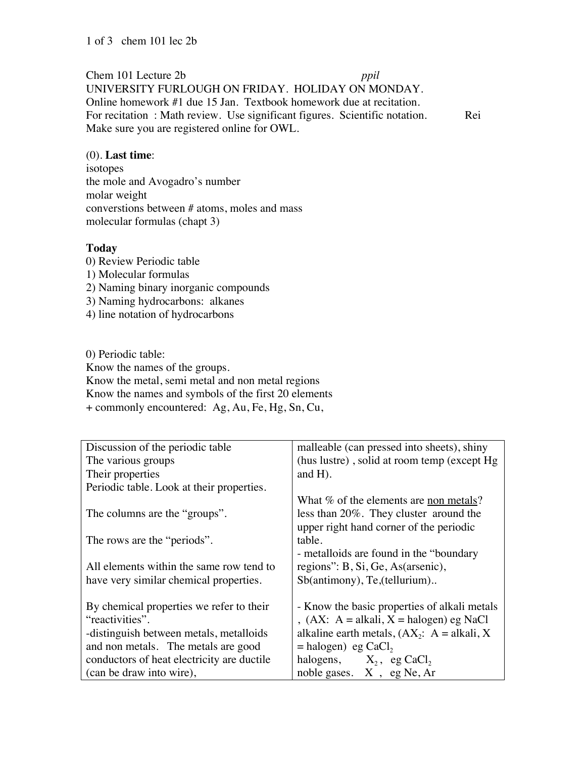Chem 101 Lecture 2b *ppil*

UNIVERSITY FURLOUGH ON FRIDAY. HOLIDAY ON MONDAY.
Online homework #1 due 15 Jan. Textbook homework due at recitation.
For recitation : Math review. Use significant figures. Scientific notation. Rei
Make sure you are registered online for OWL.

(0). **Last time**:
isotopes
the mole and Avogadro's number
molar weight
converstions between # atoms, moles and mass
molecular formulas (chapt 3)

**Today**
0) Review Periodic table
1) Molecular formulas
2) Naming binary inorganic compounds
3) Naming hydrocarbons: alkanes
4) line notation of hydrocarbons

0) Periodic table:
Know the names of the groups.
Know the metal, semi metal and non metal regions
Know the names and symbols of the first 20 elements
+ commonly encountered: Ag, Au, Fe, Hg, Sn, Cu,

Discussion of the periodic table
The various groups
Their properties
Periodic table. Look at their properties.

The columns are the "groups".

The rows are the "periods".

All elements within the same row tend to have very similar chemical properties.

By chemical properties we refer to their "reactivities".
-distinguish between metals, metalloids and non metals. The metals are good conductors of heat electricity are ductile (can be draw into wire), malleable (can pressed into sheets), shiny (hus lustre) , solid at room temp (except Hg and H).

What % of the elements are <u>non metals</u>? less than 20%. They cluster around the upper right hand corner of the periodic table.
- metalloids are found in the "boundary regions": B, Si, Ge, As(arsenic), Sb(antimony), Te,(tellurium)..

- Know the basic properties of alkali metals , (AX: A = alkali, X = halogen) eg NaCl
alkaline earth metals, ($AX_2$: A = alkali, X = halogen) eg $CaCl_2$
halogens, $X_2$, eg $CaCl_2$
noble gases. X , eg Ne, Ar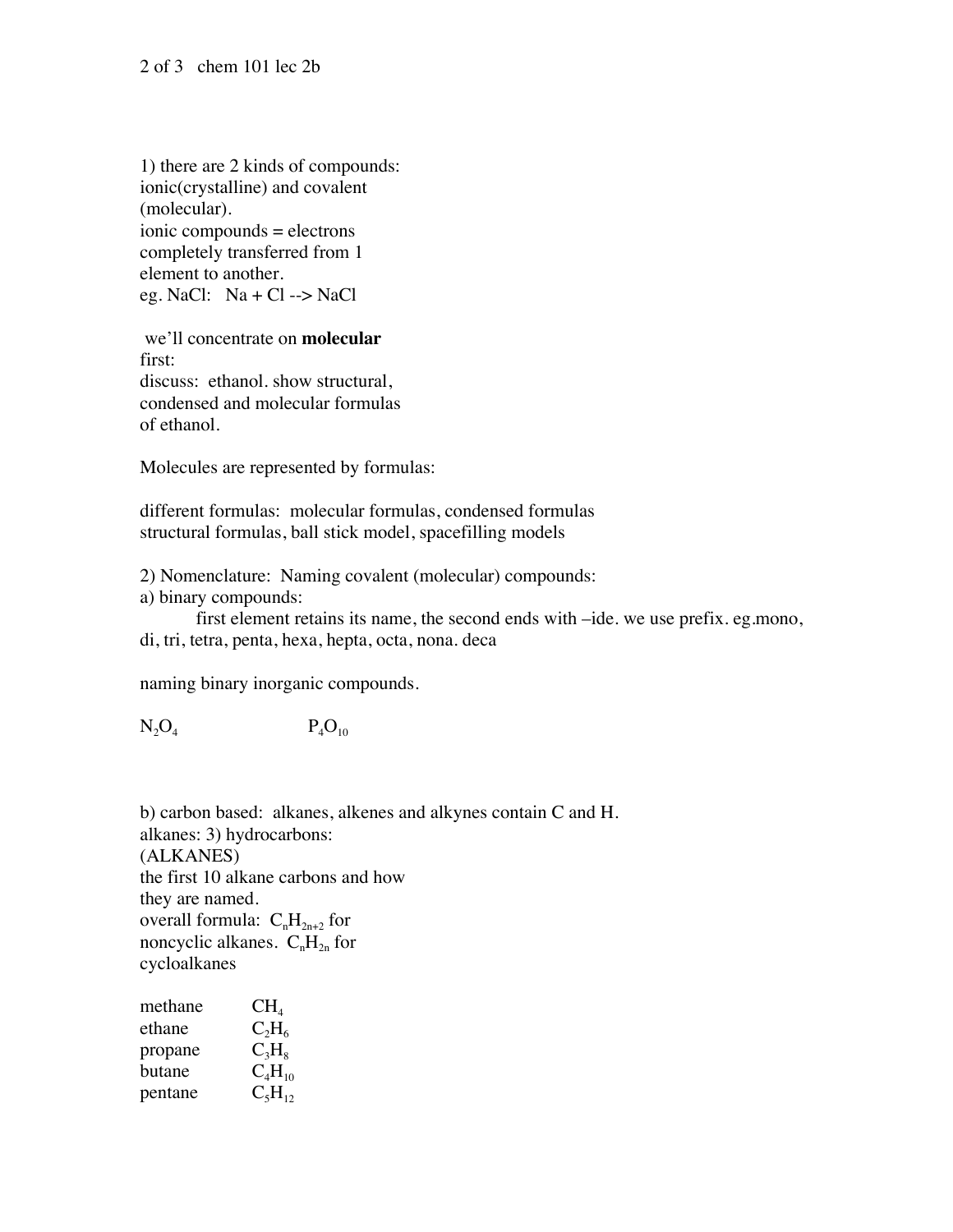1) there are 2 kinds of compounds: ionic(crystalline) and covalent (molecular).
ionic compounds = electrons completely transferred from 1 element to another.
eg. NaCl: Na + Cl --> NaCl

we'll concentrate on **molecular** first:
discuss: ethanol. show structural, condensed and molecular formulas of ethanol.

Molecules are represented by formulas:

different formulas: molecular formulas, condensed formulas structural formulas, ball stick model, spacefilling models

2) Nomenclature: Naming covalent (molecular) compounds:
a) binary compounds:
first element retains its name, the second ends with –ide. we use prefix. eg.mono, di, tri, tetra, penta, hexa, hepta, octa, nona. deca

naming binary inorganic compounds.

$N_2O_4$ $P_4O_{10}$

b) carbon based: alkanes, alkenes and alkynes contain C and H.
alkanes: 3) hydrocarbons:
(ALKANES)
the first 10 alkane carbons and how they are named.
overall formula: $C_nH_{2n+2}$ for noncyclic alkanes. $C_nH_{2n}$ for cycloalkanes

| | |
|---|---|
| methane | $CH_4$ |
| ethane | $C_2H_6$ |
| propane | $C_3H_8$ |
| butane | $C_4H_{10}$ |
| pentane | $C_5H_{12}$ |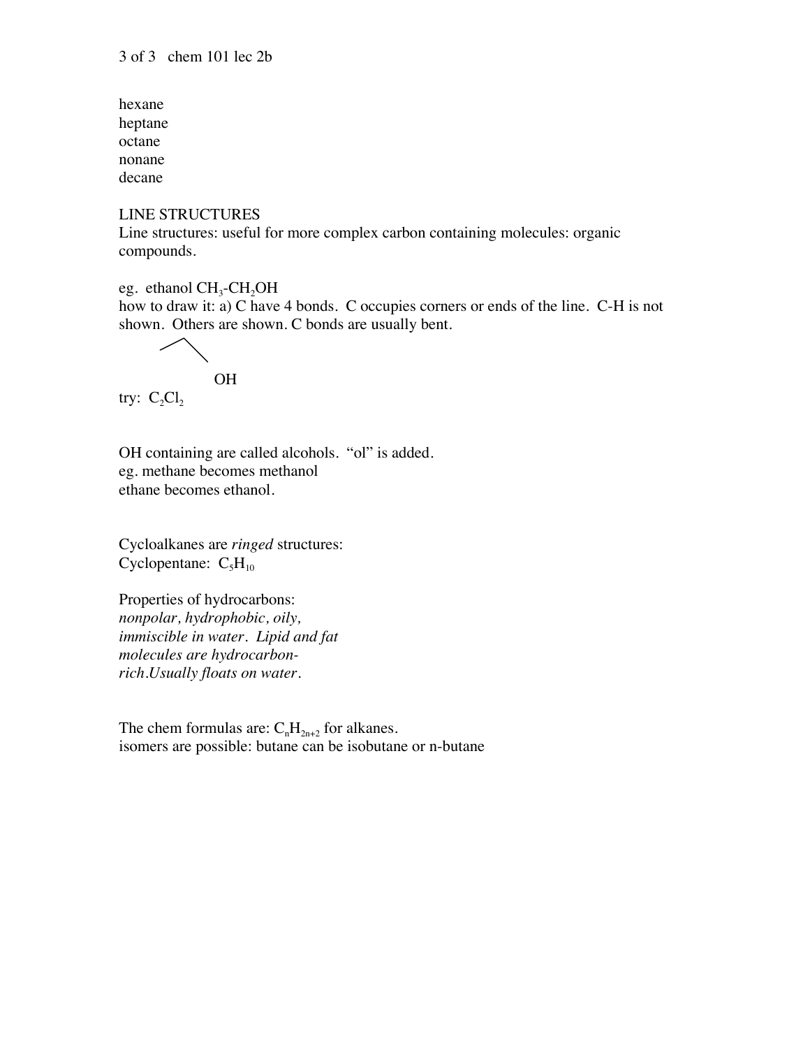hexane
heptane
octane
nonane
decane

## LINE STRUCTURES

Line structures: useful for more complex carbon containing molecules: organic compounds.

eg. ethanol $CH_3$-$CH_2OH$
how to draw it: a) C have 4 bonds. C occupies corners or ends of the line. C-H is not shown. Others are shown. C bonds are usually bent.

OH

try: $C_2Cl_2$

OH containing are called alcohols. "ol" is added.
eg. methane becomes methanol
ethane becomes ethanol.

Cycloalkanes are *ringed* structures:
Cyclopentane: $C_5H_{10}$

Properties of hydrocarbons:
*nonpolar, hydrophobic, oily, immiscible in water. Lipid and fat molecules are hydrocarbon-rich.Usually floats on water.*

The chem formulas are: $C_nH_{2n+2}$ for alkanes.
isomers are possible: butane can be isobutane or n-butane